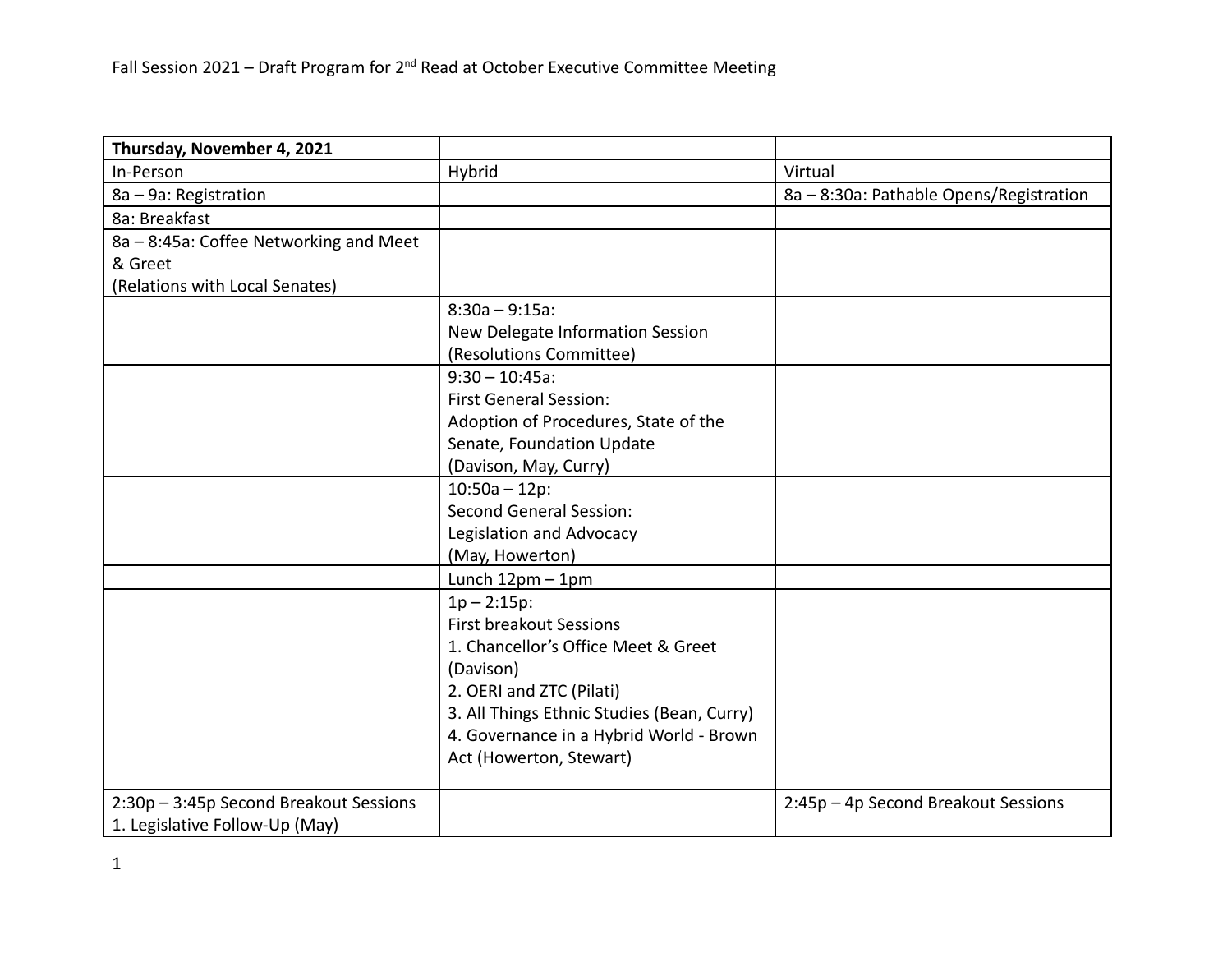Fall Session 2021 – Draft Program for 2nd Read at October Executive Committee Meeting

| **Thursday, November 4, 2021** | | |
|---|---|---|
| In-Person | Hybrid | Virtual |
| 8a – 9a: Registration | | 8a – 8:30a: Pathable Opens/Registration |
| 8a: Breakfast | | |
| 8a – 8:45a: Coffee Networking and Meet & Greet<br>(Relations with Local Senates) | | |
| | 8:30a – 9:15a:<br>New Delegate Information Session<br>(Resolutions Committee) | |
| | 9:30 – 10:45a:<br>First General Session:<br>Adoption of Procedures, State of the Senate, Foundation Update<br>(Davison, May, Curry) | |
| | 10:50a – 12p:<br>Second General Session:<br>Legislation and Advocacy<br>(May, Howerton) | |
| | Lunch 12pm – 1pm | |
| | 1p – 2:15p:<br>First breakout Sessions<br>1. Chancellor's Office Meet & Greet (Davison)<br>2. OERI and ZTC (Pilati)<br>3. All Things Ethnic Studies (Bean, Curry)<br>4. Governance in a Hybrid World - Brown Act (Howerton, Stewart) | |
| 2:30p – 3:45p Second Breakout Sessions<br>1. Legislative Follow-Up (May) | | 2:45p – 4p Second Breakout Sessions |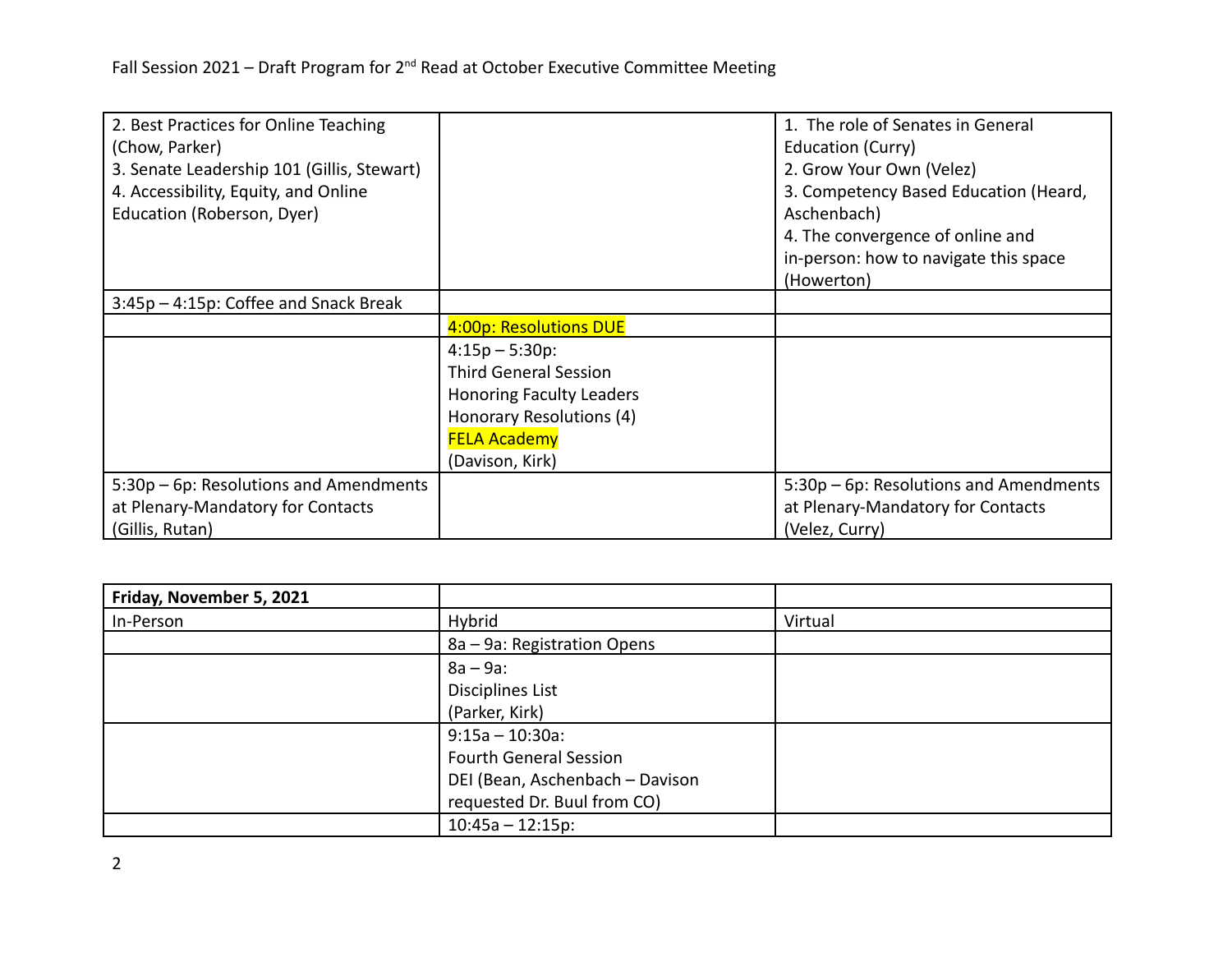| | | |
|---|---|---|
| 2. Best Practices for Online Teaching (Chow, Parker)<br>3. Senate Leadership 101 (Gillis, Stewart)<br>4. Accessibility, Equity, and Online Education (Roberson, Dyer) | | 1. The role of Senates in General Education (Curry)<br>2. Grow Your Own (Velez)<br>3. Competency Based Education (Heard, Aschenbach)<br>4. The convergence of online and in-person: how to navigate this space (Howerton) |
| 3:45p – 4:15p: Coffee and Snack Break | | |
| | 4:00p: Resolutions DUE | |
| | 4:15p – 5:30p:<br>Third General Session<br>Honoring Faculty Leaders<br>Honorary Resolutions (4)<br>FELA Academy<br>(Davison, Kirk) | |
| 5:30p – 6p: Resolutions and Amendments at Plenary-Mandatory for Contacts (Gillis, Rutan) | | 5:30p – 6p: Resolutions and Amendments at Plenary-Mandatory for Contacts (Velez, Curry) |

| **Friday, November 5, 2021** | | |
|---|---|---|
| In-Person | Hybrid | Virtual |
| | 8a – 9a: Registration Opens | |
| | 8a – 9a:<br>Disciplines List<br>(Parker, Kirk) | |
| | 9:15a – 10:30a:<br>Fourth General Session<br>DEI (Bean, Aschenbach – Davison requested Dr. Buul from CO) | |
| | 10:45a – 12:15p: | |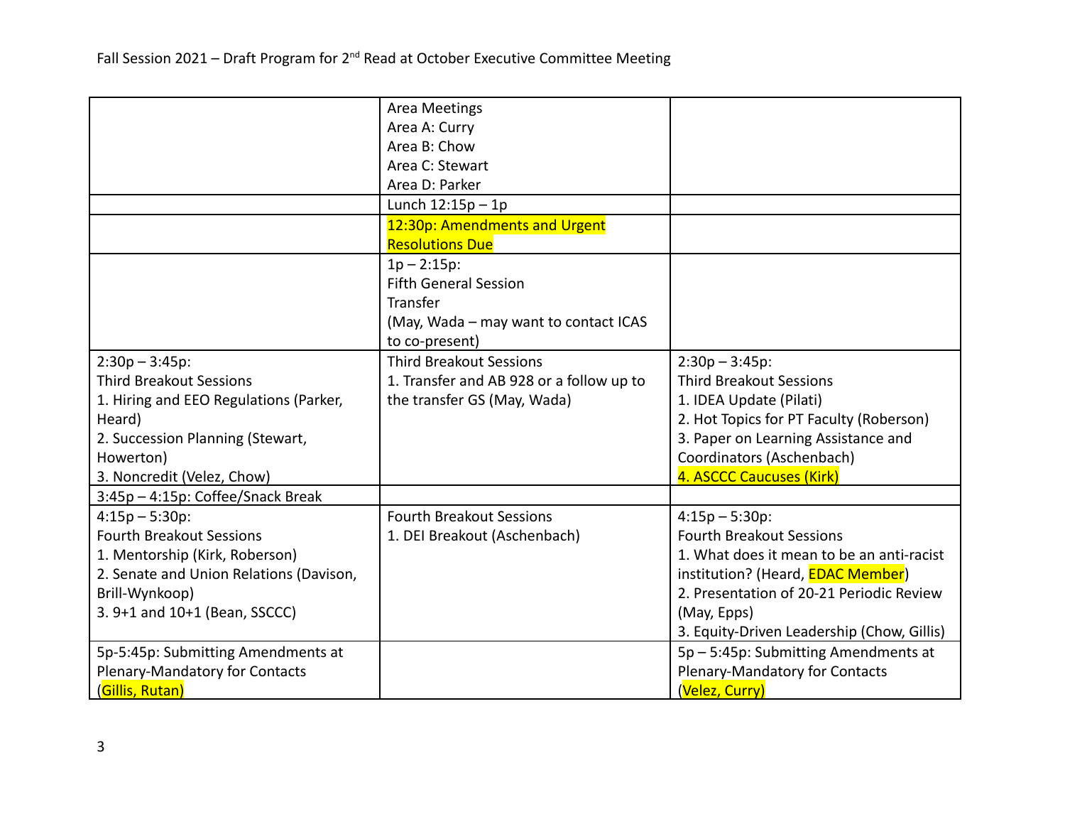| | | |
|---|---|---|
| | Area Meetings<br>Area A: Curry<br>Area B: Chow<br>Area C: Stewart<br>Area D: Parker | |
| | Lunch 12:15p – 1p | |
| | 12:30p: Amendments and Urgent Resolutions Due | |
| | 1p – 2:15p:<br>Fifth General Session<br>Transfer<br>(May, Wada – may want to contact ICAS to co-present) | |
| 2:30p – 3:45p:<br>Third Breakout Sessions<br>1. Hiring and EEO Regulations (Parker, Heard)<br>2. Succession Planning (Stewart, Howerton)<br>3. Noncredit (Velez, Chow) | Third Breakout Sessions<br>1. Transfer and AB 928 or a follow up to the transfer GS (May, Wada) | 2:30p – 3:45p:<br>Third Breakout Sessions<br>1. IDEA Update (Pilati)<br>2. Hot Topics for PT Faculty (Roberson)<br>3. Paper on Learning Assistance and Coordinators (Aschenbach)<br>4. ASCCC Caucuses (Kirk) |
| 3:45p – 4:15p: Coffee/Snack Break | | |
| 4:15p – 5:30p:<br>Fourth Breakout Sessions<br>1. Mentorship (Kirk, Roberson)<br>2. Senate and Union Relations (Davison, Brill-Wynkoop)<br>3. 9+1 and 10+1 (Bean, SSCCC) | Fourth Breakout Sessions<br>1. DEI Breakout (Aschenbach) | 4:15p – 5:30p:<br>Fourth Breakout Sessions<br>1. What does it mean to be an anti-racist institution? (Heard, EDAC Member)<br>2. Presentation of 20-21 Periodic Review (May, Epps)<br>3. Equity-Driven Leadership (Chow, Gillis) |
| 5p-5:45p: Submitting Amendments at Plenary-Mandatory for Contacts (Gillis, Rutan) | | 5p – 5:45p: Submitting Amendments at Plenary-Mandatory for Contacts (Velez, Curry) |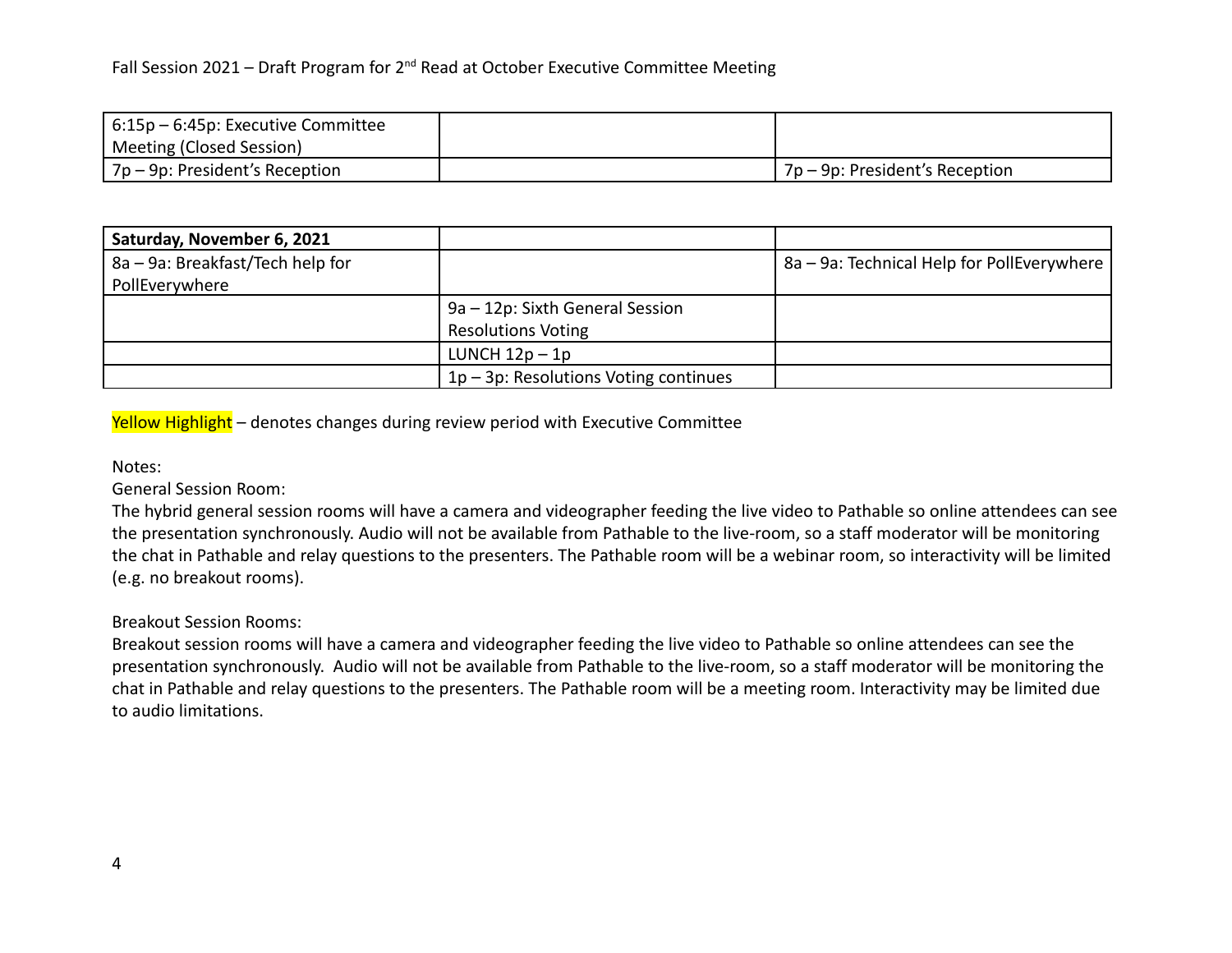| | | |
|---|---|---|
| 6:15p – 6:45p: Executive Committee Meeting (Closed Session) | | |
| 7p – 9p: President's Reception | | 7p – 9p: President's Reception |

| Saturday, November 6, 2021 | | |
|---|---|---|
| 8a – 9a: Breakfast/Tech help for PollEverywhere | | 8a – 9a: Technical Help for PollEverywhere |
| | 9a – 12p: Sixth General Session Resolutions Voting | |
| | LUNCH 12p – 1p | |
| | 1p – 3p: Resolutions Voting continues | |

Yellow Highlight – denotes changes during review period with Executive Committee

Notes:

General Session Room:

The hybrid general session rooms will have a camera and videographer feeding the live video to Pathable so online attendees can see the presentation synchronously. Audio will not be available from Pathable to the live-room, so a staff moderator will be monitoring the chat in Pathable and relay questions to the presenters. The Pathable room will be a webinar room, so interactivity will be limited (e.g. no breakout rooms).

Breakout Session Rooms:

Breakout session rooms will have a camera and videographer feeding the live video to Pathable so online attendees can see the presentation synchronously. Audio will not be available from Pathable to the live-room, so a staff moderator will be monitoring the chat in Pathable and relay questions to the presenters. The Pathable room will be a meeting room. Interactivity may be limited due to audio limitations.